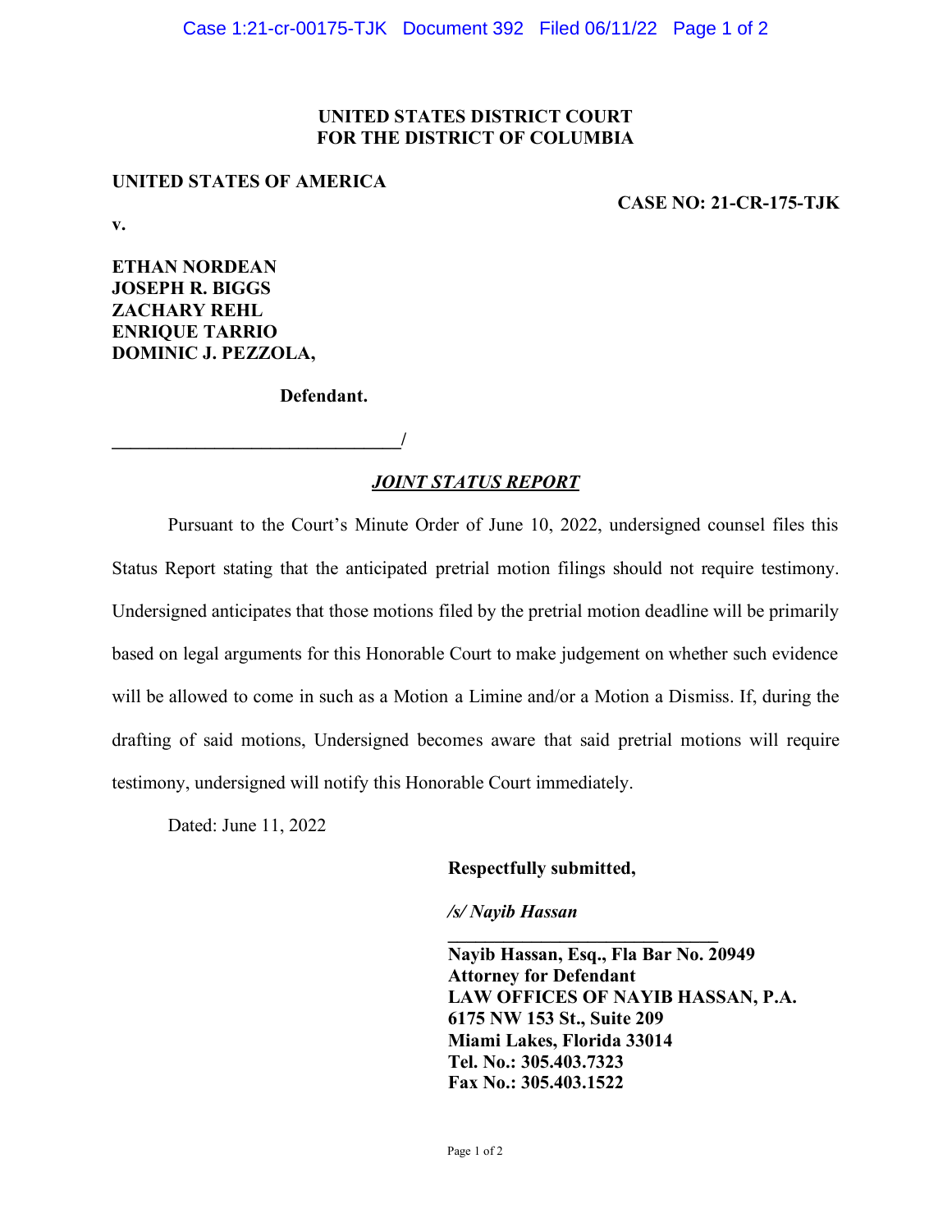**UNITED STATES DISTRICT COURT**
**FOR THE DISTRICT OF COLUMBIA**

**UNITED STATES OF AMERICA**

**CASE NO: 21-CR-175-TJK**

**v.**

**ETHAN NORDEAN**
**JOSEPH R. BIGGS**
**ZACHARY REHL**
**ENRIQUE TARRIO**
**DOMINIC J. PEZZOLA,**

**Defendant.**

**_______________________________/**

***JOINT STATUS REPORT***

Pursuant to the Court's Minute Order of June 10, 2022, undersigned counsel files this Status Report stating that the anticipated pretrial motion filings should not require testimony. Undersigned anticipates that those motions filed by the pretrial motion deadline will be primarily based on legal arguments for this Honorable Court to make judgement on whether such evidence will be allowed to come in such as a Motion a Limine and/or a Motion a Dismiss. If, during the drafting of said motions, Undersigned becomes aware that said pretrial motions will require testimony, undersigned will notify this Honorable Court immediately.

Dated: June 11, 2022

**Respectfully submitted,**

***/s/ Nayib Hassan***
**_____________________________**
**Nayib Hassan, Esq., Fla Bar No. 20949**
**Attorney for Defendant**
**LAW OFFICES OF NAYIB HASSAN, P.A.**
**6175 NW 153 St., Suite 209**
**Miami Lakes, Florida 33014**
**Tel. No.: 305.403.7323**
**Fax No.: 305.403.1522**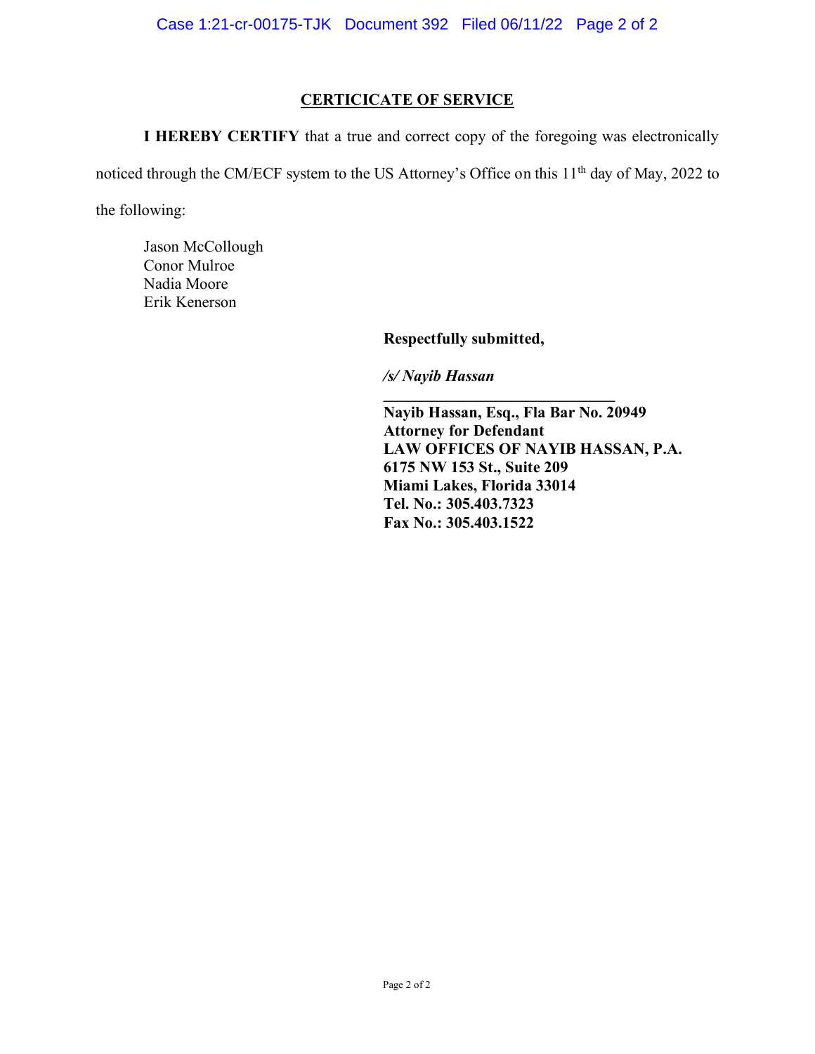## CERTICICATE OF SERVICE

**I HEREBY CERTIFY** that a true and correct copy of the foregoing was electronically noticed through the CM/ECF system to the US Attorney's Office on this 11th day of May, 2022 to the following:

Jason McCollough
Conor Mulroe
Nadia Moore
Erik Kenerson

**Respectfully submitted,**

***/s/ Nayib Hassan***

**______________________________**
**Nayib Hassan, Esq., Fla Bar No. 20949**
**Attorney for Defendant**
**LAW OFFICES OF NAYIB HASSAN, P.A.**
**6175 NW 153 St., Suite 209**
**Miami Lakes, Florida 33014**
**Tel. No.: 305.403.7323**
**Fax No.: 305.403.1522**